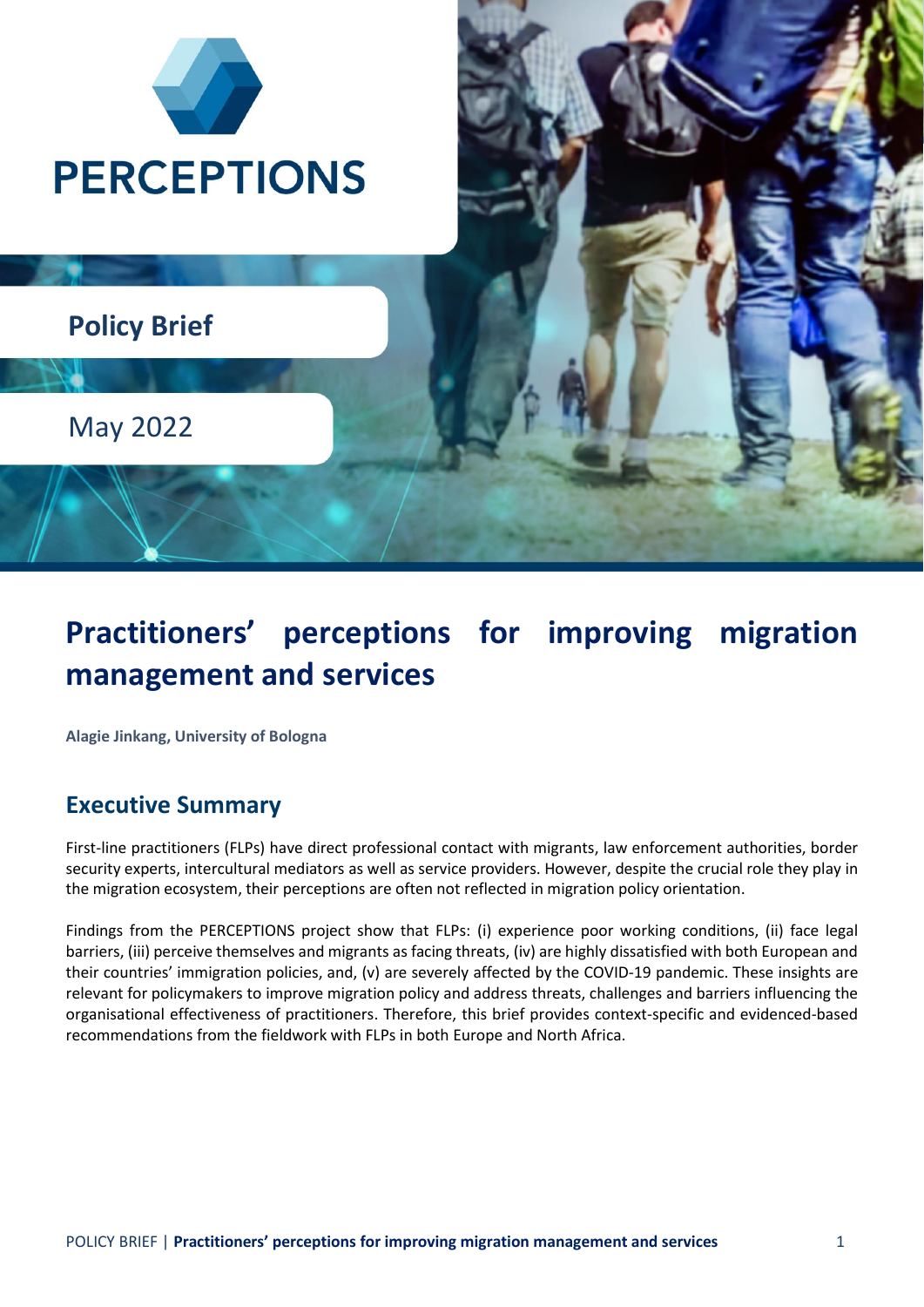PERCEPTIONS

Policy Brief

May 2022

# Practitioners' perceptions for improving migration management and services

**Alagie Jinkang, University of Bologna**

## Executive Summary

First-line practitioners (FLPs) have direct professional contact with migrants, law enforcement authorities, border security experts, intercultural mediators as well as service providers. However, despite the crucial role they play in the migration ecosystem, their perceptions are often not reflected in migration policy orientation.

Findings from the PERCEPTIONS project show that FLPs: (i) experience poor working conditions, (ii) face legal barriers, (iii) perceive themselves and migrants as facing threats, (iv) are highly dissatisfied with both European and their countries' immigration policies, and, (v) are severely affected by the COVID-19 pandemic. These insights are relevant for policymakers to improve migration policy and address threats, challenges and barriers influencing the organisational effectiveness of practitioners. Therefore, this brief provides context-specific and evidenced-based recommendations from the fieldwork with FLPs in both Europe and North Africa.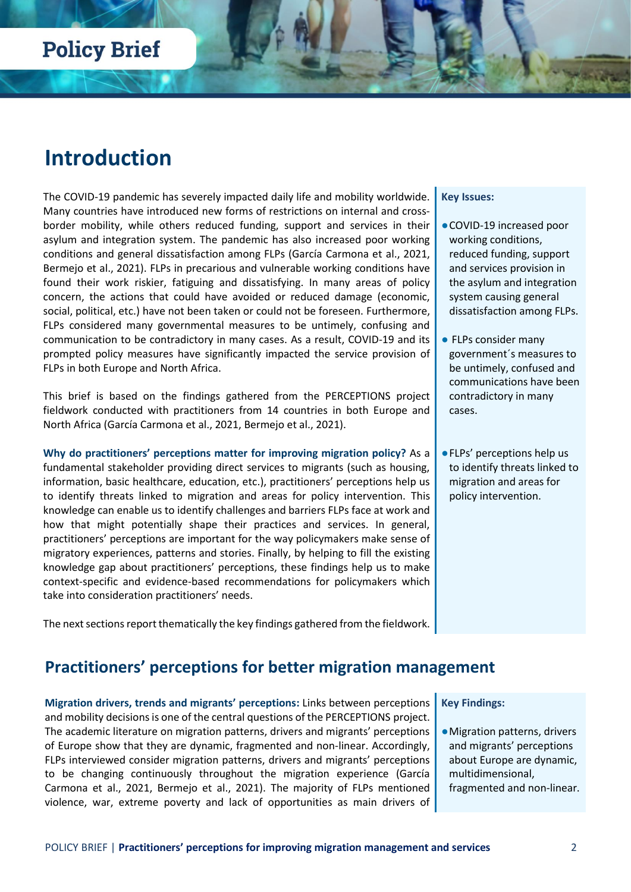# Introduction

The COVID-19 pandemic has severely impacted daily life and mobility worldwide. Many countries have introduced new forms of restrictions on internal and cross-border mobility, while others reduced funding, support and services in their asylum and integration system. The pandemic has also increased poor working conditions and general dissatisfaction among FLPs (García Carmona et al., 2021, Bermejo et al., 2021). FLPs in precarious and vulnerable working conditions have found their work riskier, fatiguing and dissatisfying. In many areas of policy concern, the actions that could have avoided or reduced damage (economic, social, political, etc.) have not been taken or could not be foreseen. Furthermore, FLPs considered many governmental measures to be untimely, confusing and communication to be contradictory in many cases. As a result, COVID-19 and its prompted policy measures have significantly impacted the service provision of FLPs in both Europe and North Africa.

This brief is based on the findings gathered from the PERCEPTIONS project fieldwork conducted with practitioners from 14 countries in both Europe and North Africa (García Carmona et al., 2021, Bermejo et al., 2021).

**Why do practitioners' perceptions matter for improving migration policy?** As a fundamental stakeholder providing direct services to migrants (such as housing, information, basic healthcare, education, etc.), practitioners' perceptions help us to identify threats linked to migration and areas for policy intervention. This knowledge can enable us to identify challenges and barriers FLPs face at work and how that might potentially shape their practices and services. In general, practitioners' perceptions are important for the way policymakers make sense of migratory experiences, patterns and stories. Finally, by helping to fill the existing knowledge gap about practitioners' perceptions, these findings help us to make context-specific and evidence-based recommendations for policymakers which take into consideration practitioners' needs.

The next sections report thematically the key findings gathered from the fieldwork.

**Key Issues:**

- COVID-19 increased poor working conditions, reduced funding, support and services provision in the asylum and integration system causing general dissatisfaction among FLPs.
- FLPs consider many government´s measures to be untimely, confused and communications have been contradictory in many cases.
- FLPs' perceptions help us to identify threats linked to migration and areas for policy intervention.

## Practitioners' perceptions for better migration management

**Migration drivers, trends and migrants' perceptions:** Links between perceptions and mobility decisions is one of the central questions of the PERCEPTIONS project. The academic literature on migration patterns, drivers and migrants' perceptions of Europe show that they are dynamic, fragmented and non-linear. Accordingly, FLPs interviewed consider migration patterns, drivers and migrants' perceptions to be changing continuously throughout the migration experience (García Carmona et al., 2021, Bermejo et al., 2021). The majority of FLPs mentioned violence, war, extreme poverty and lack of opportunities as main drivers of

**Key Findings:**

- Migration patterns, drivers and migrants' perceptions about Europe are dynamic, multidimensional, fragmented and non-linear.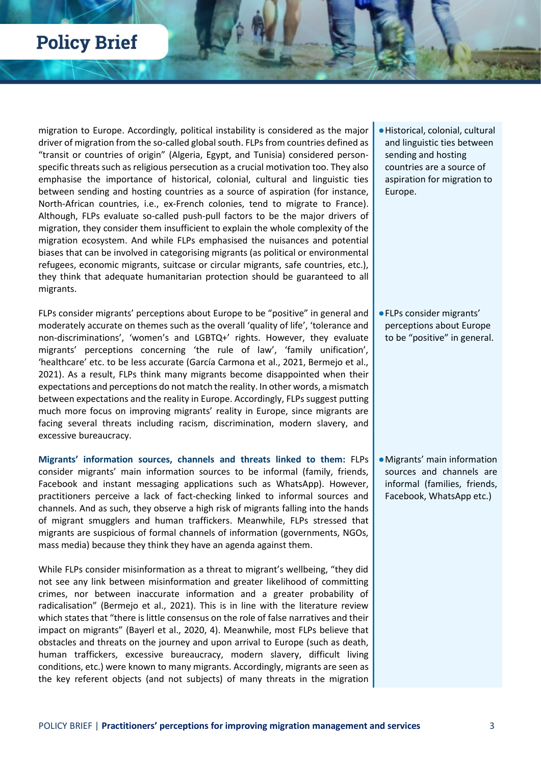migration to Europe. Accordingly, political instability is considered as the major driver of migration from the so-called global south. FLPs from countries defined as "transit or countries of origin" (Algeria, Egypt, and Tunisia) considered person-specific threats such as religious persecution as a crucial motivation too. They also emphasise the importance of historical, colonial, cultural and linguistic ties between sending and hosting countries as a source of aspiration (for instance, North-African countries, i.e., ex-French colonies, tend to migrate to France). Although, FLPs evaluate so-called push-pull factors to be the major drivers of migration, they consider them insufficient to explain the whole complexity of the migration ecosystem. And while FLPs emphasised the nuisances and potential biases that can be involved in categorising migrants (as political or environmental refugees, economic migrants, suitcase or circular migrants, safe countries, etc.), they think that adequate humanitarian protection should be guaranteed to all migrants.

- Historical, colonial, cultural and linguistic ties between sending and hosting countries are a source of aspiration for migration to Europe.

FLPs consider migrants' perceptions about Europe to be "positive" in general and moderately accurate on themes such as the overall 'quality of life', 'tolerance and non-discriminations', 'women's and LGBTQ+' rights. However, they evaluate migrants' perceptions concerning 'the rule of law', 'family unification', 'healthcare' etc. to be less accurate (García Carmona et al., 2021, Bermejo et al., 2021). As a result, FLPs think many migrants become disappointed when their expectations and perceptions do not match the reality. In other words, a mismatch between expectations and the reality in Europe. Accordingly, FLPs suggest putting much more focus on improving migrants' reality in Europe, since migrants are facing several threats including racism, discrimination, modern slavery, and excessive bureaucracy.

- FLPs consider migrants' perceptions about Europe to be "positive" in general.

**Migrants' information sources, channels and threats linked to them:** FLPs consider migrants' main information sources to be informal (family, friends, Facebook and instant messaging applications such as WhatsApp). However, practitioners perceive a lack of fact-checking linked to informal sources and channels. And as such, they observe a high risk of migrants falling into the hands of migrant smugglers and human traffickers. Meanwhile, FLPs stressed that migrants are suspicious of formal channels of information (governments, NGOs, mass media) because they think they have an agenda against them.

- Migrants' main information sources and channels are informal (families, friends, Facebook, WhatsApp etc.)

While FLPs consider misinformation as a threat to migrant's wellbeing, "they did not see any link between misinformation and greater likelihood of committing crimes, nor between inaccurate information and a greater probability of radicalisation" (Bermejo et al., 2021). This is in line with the literature review which states that "there is little consensus on the role of false narratives and their impact on migrants" (Bayerl et al., 2020, 4). Meanwhile, most FLPs believe that obstacles and threats on the journey and upon arrival to Europe (such as death, human traffickers, excessive bureaucracy, modern slavery, difficult living conditions, etc.) were known to many migrants. Accordingly, migrants are seen as the key referent objects (and not subjects) of many threats in the migration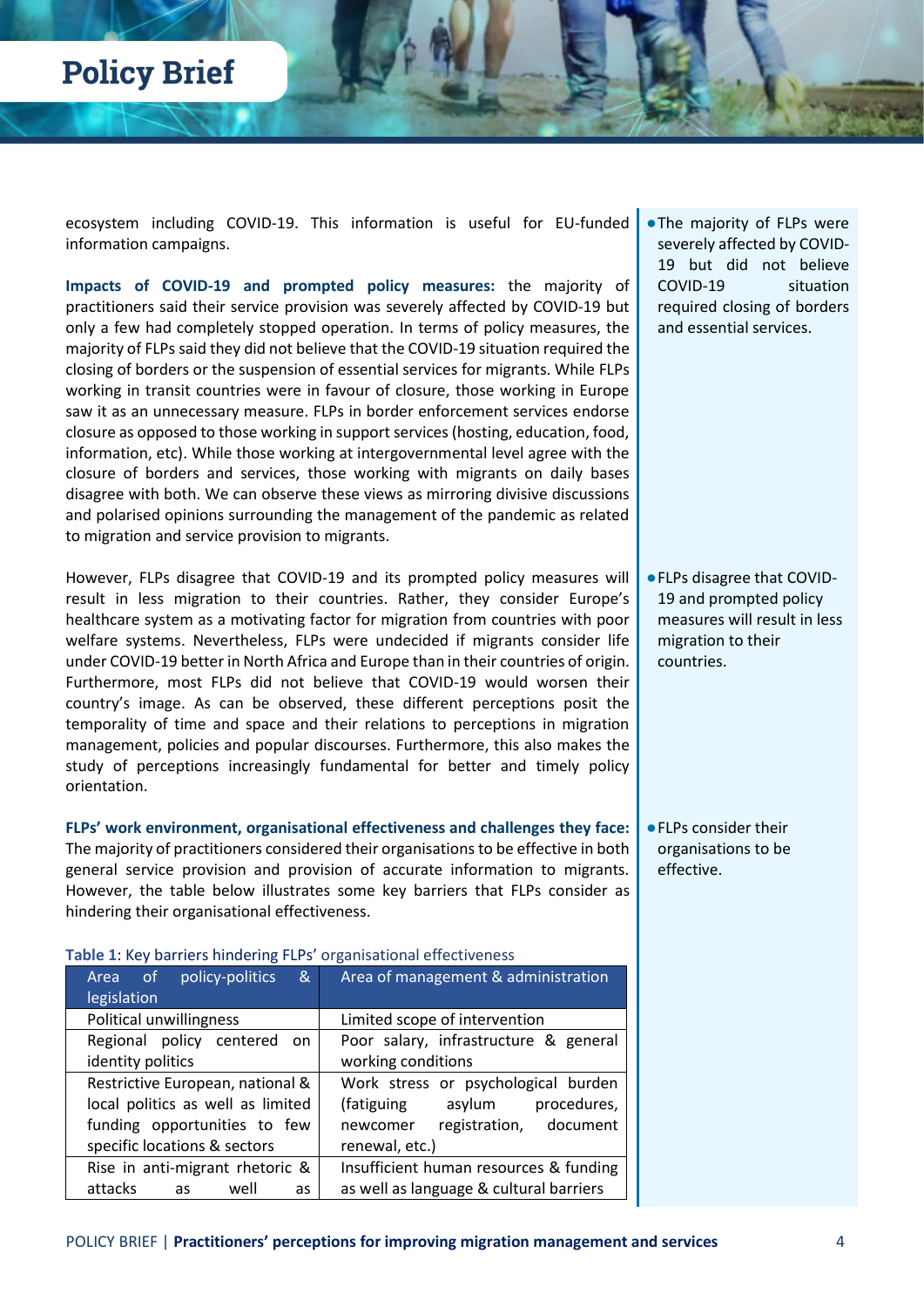ecosystem including COVID-19. This information is useful for EU-funded information campaigns.

**Impacts of COVID-19 and prompted policy measures:** the majority of practitioners said their service provision was severely affected by COVID-19 but only a few had completely stopped operation. In terms of policy measures, the majority of FLPs said they did not believe that the COVID-19 situation required the closing of borders or the suspension of essential services for migrants. While FLPs working in transit countries were in favour of closure, those working in Europe saw it as an unnecessary measure. FLPs in border enforcement services endorse closure as opposed to those working in support services (hosting, education, food, information, etc). While those working at intergovernmental level agree with the closure of borders and services, those working with migrants on daily bases disagree with both. We can observe these views as mirroring divisive discussions and polarised opinions surrounding the management of the pandemic as related to migration and service provision to migrants.

- The majority of FLPs were severely affected by COVID-19 but did not believe COVID-19 situation required closing of borders and essential services.

However, FLPs disagree that COVID-19 and its prompted policy measures will result in less migration to their countries. Rather, they consider Europe's healthcare system as a motivating factor for migration from countries with poor welfare systems. Nevertheless, FLPs were undecided if migrants consider life under COVID-19 better in North Africa and Europe than in their countries of origin. Furthermore, most FLPs did not believe that COVID-19 would worsen their country's image. As can be observed, these different perceptions posit the temporality of time and space and their relations to perceptions in migration management, policies and popular discourses. Furthermore, this also makes the study of perceptions increasingly fundamental for better and timely policy orientation.

- FLPs disagree that COVID-19 and prompted policy measures will result in less migration to their countries.

**FLPs' work environment, organisational effectiveness and challenges they face:** The majority of practitioners considered their organisations to be effective in both general service provision and provision of accurate information to migrants. However, the table below illustrates some key barriers that FLPs consider as hindering their organisational effectiveness.

- FLPs consider their organisations to be effective.

**Table 1**: Key barriers hindering FLPs' organisational effectiveness

| Area of policy-politics & legislation | Area of management & administration |
|---|---|
| Political unwillingness | Limited scope of intervention |
| Regional policy centered on identity politics | Poor salary, infrastructure & general working conditions |
| Restrictive European, national & local politics as well as limited funding opportunities to few specific locations & sectors | Work stress or psychological burden (fatiguing asylum procedures, newcomer registration, document renewal, etc.) |
| Rise in anti-migrant rhetoric & attacks as well as | Insufficient human resources & funding as well as language & cultural barriers |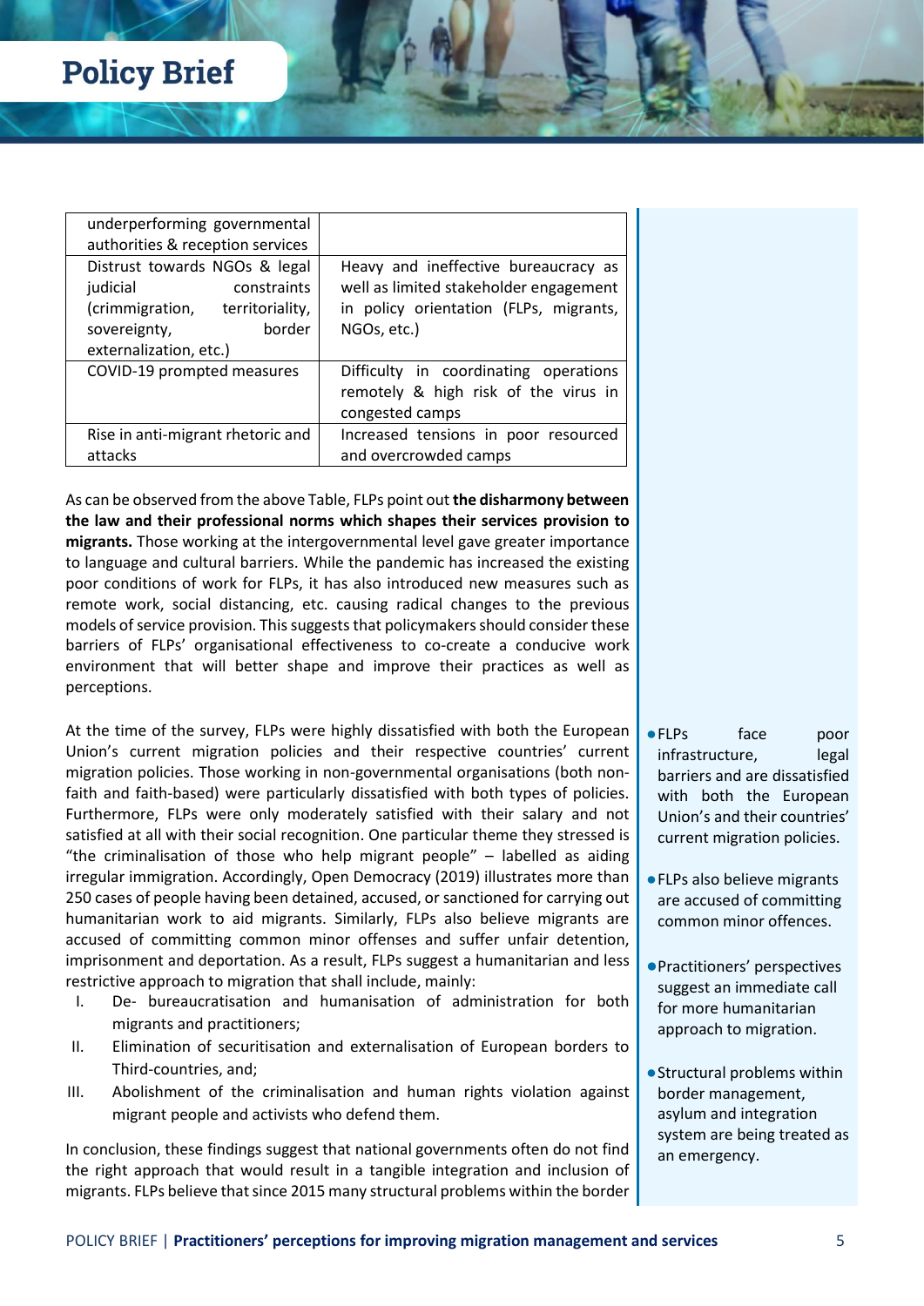| | |
|---|---|
| underperforming governmental authorities & reception services | |
| Distrust towards NGOs & legal judicial constraints (crimmigration, territoriality, sovereignty, border externalization, etc.) | Heavy and ineffective bureaucracy as well as limited stakeholder engagement in policy orientation (FLPs, migrants, NGOs, etc.) |
| COVID-19 prompted measures | Difficulty in coordinating operations remotely & high risk of the virus in congested camps |
| Rise in anti-migrant rhetoric and attacks | Increased tensions in poor resourced and overcrowded camps |

As can be observed from the above Table, FLPs point out **the disharmony between the law and their professional norms which shapes their services provision to migrants.** Those working at the intergovernmental level gave greater importance to language and cultural barriers. While the pandemic has increased the existing poor conditions of work for FLPs, it has also introduced new measures such as remote work, social distancing, etc. causing radical changes to the previous models of service provision. This suggests that policymakers should consider these barriers of FLPs' organisational effectiveness to co-create a conducive work environment that will better shape and improve their practices as well as perceptions.

At the time of the survey, FLPs were highly dissatisfied with both the European Union's current migration policies and their respective countries' current migration policies. Those working in non-governmental organisations (both non-faith and faith-based) were particularly dissatisfied with both types of policies. Furthermore, FLPs were only moderately satisfied with their salary and not satisfied at all with their social recognition. One particular theme they stressed is "the criminalisation of those who help migrant people" – labelled as aiding irregular immigration. Accordingly, Open Democracy (2019) illustrates more than 250 cases of people having been detained, accused, or sanctioned for carrying out humanitarian work to aid migrants. Similarly, FLPs also believe migrants are accused of committing common minor offenses and suffer unfair detention, imprisonment and deportation. As a result, FLPs suggest a humanitarian and less restrictive approach to migration that shall include, mainly:

I. De- bureaucratisation and humanisation of administration for both migrants and practitioners;
II. Elimination of securitisation and externalisation of European borders to Third-countries, and;
III. Abolishment of the criminalisation and human rights violation against migrant people and activists who defend them.

In conclusion, these findings suggest that national governments often do not find the right approach that would result in a tangible integration and inclusion of migrants. FLPs believe that since 2015 many structural problems within the border

- FLPs face poor infrastructure, legal barriers and are dissatisfied with both the European Union's and their countries' current migration policies.
- FLPs also believe migrants are accused of committing common minor offences.
- Practitioners' perspectives suggest an immediate call for more humanitarian approach to migration.
- Structural problems within border management, asylum and integration system are being treated as an emergency.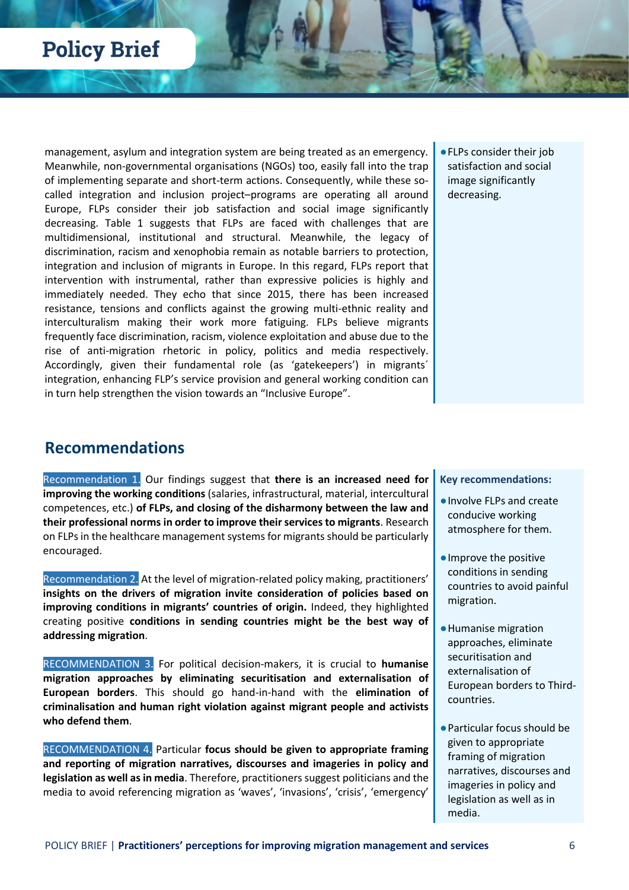management, asylum and integration system are being treated as an emergency. Meanwhile, non-governmental organisations (NGOs) too, easily fall into the trap of implementing separate and short-term actions. Consequently, while these so-called integration and inclusion project–programs are operating all around Europe, FLPs consider their job satisfaction and social image significantly decreasing. Table 1 suggests that FLPs are faced with challenges that are multidimensional, institutional and structural. Meanwhile, the legacy of discrimination, racism and xenophobia remain as notable barriers to protection, integration and inclusion of migrants in Europe. In this regard, FLPs report that intervention with instrumental, rather than expressive policies is highly and immediately needed. They echo that since 2015, there has been increased resistance, tensions and conflicts against the growing multi-ethnic reality and interculturalism making their work more fatiguing. FLPs believe migrants frequently face discrimination, racism, violence exploitation and abuse due to the rise of anti-migration rhetoric in policy, politics and media respectively. Accordingly, given their fundamental role (as 'gatekeepers') in migrants´ integration, enhancing FLP's service provision and general working condition can in turn help strengthen the vision towards an "Inclusive Europe".

- FLPs consider their job satisfaction and social image significantly decreasing.

## Recommendations

Recommendation 1. Our findings suggest that **there is an increased need for improving the working conditions** (salaries, infrastructural, material, intercultural competences, etc.) **of FLPs, and closing of the disharmony between the law and their professional norms in order to improve their services to migrants**. Research on FLPs in the healthcare management systems for migrants should be particularly encouraged.

Recommendation 2. At the level of migration-related policy making, practitioners' **insights on the drivers of migration invite consideration of policies based on improving conditions in migrants' countries of origin.** Indeed, they highlighted creating positive **conditions in sending countries might be the best way of addressing migration**.

RECOMMENDATION 3. For political decision-makers, it is crucial to **humanise migration approaches by eliminating securitisation and externalisation of European borders**. This should go hand-in-hand with the **elimination of criminalisation and human right violation against migrant people and activists who defend them**.

RECOMMENDATION 4. Particular **focus should be given to appropriate framing and reporting of migration narratives, discourses and imageries in policy and legislation as well as in media**. Therefore, practitioners suggest politicians and the media to avoid referencing migration as 'waves', 'invasions', 'crisis', 'emergency'

**Key recommendations:**

- Involve FLPs and create conducive working atmosphere for them.
- Improve the positive conditions in sending countries to avoid painful migration.
- Humanise migration approaches, eliminate securitisation and externalisation of European borders to Third-countries.
- Particular focus should be given to appropriate framing of migration narratives, discourses and imageries in policy and legislation as well as in media.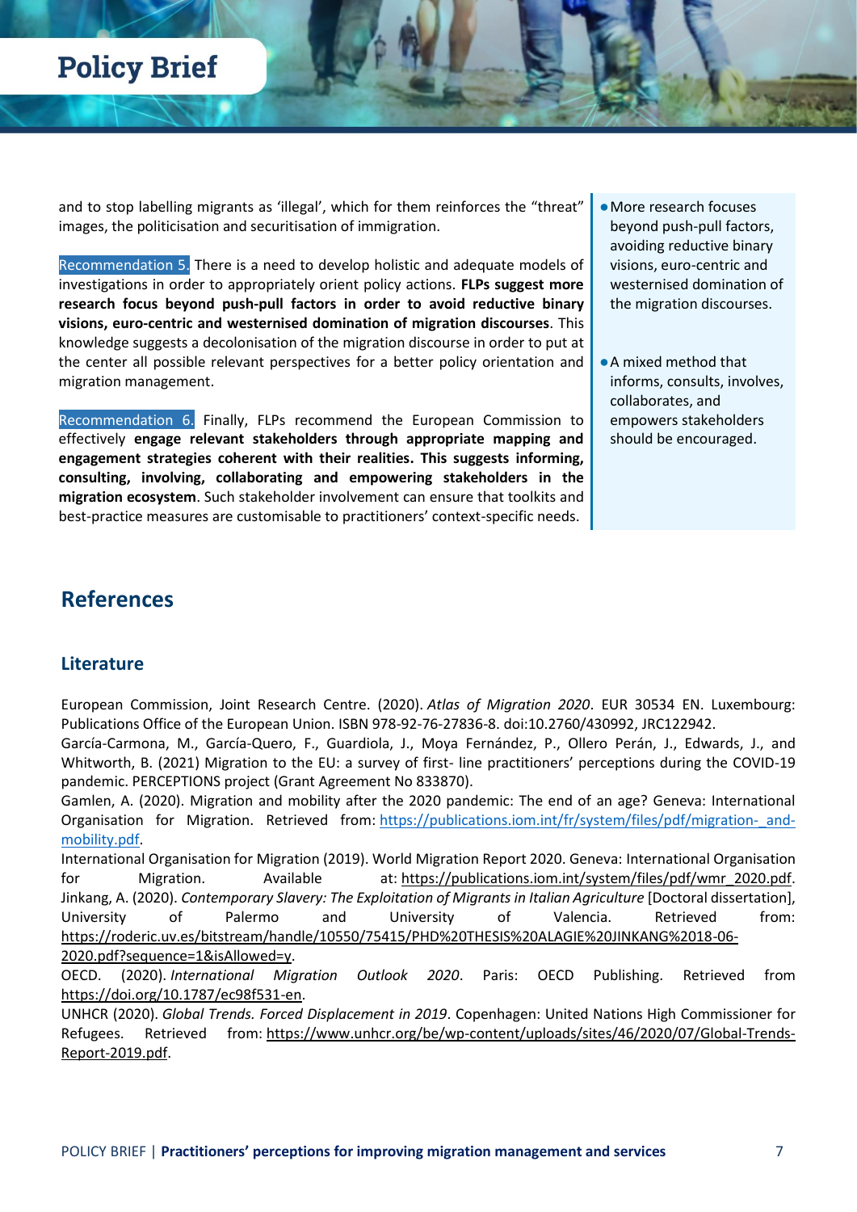and to stop labelling migrants as 'illegal', which for them reinforces the "threat" images, the politicisation and securitisation of immigration.

Recommendation 5. There is a need to develop holistic and adequate models of investigations in order to appropriately orient policy actions. **FLPs suggest more research focus beyond push-pull factors in order to avoid reductive binary visions, euro-centric and westernised domination of migration discourses**. This knowledge suggests a decolonisation of the migration discourse in order to put at the center all possible relevant perspectives for a better policy orientation and migration management.

Recommendation 6. Finally, FLPs recommend the European Commission to effectively **engage relevant stakeholders through appropriate mapping and engagement strategies coherent with their realities. This suggests informing, consulting, involving, collaborating and empowering stakeholders in the migration ecosystem**. Such stakeholder involvement can ensure that toolkits and best-practice measures are customisable to practitioners' context-specific needs.

- More research focuses beyond push-pull factors, avoiding reductive binary visions, euro-centric and westernised domination of the migration discourses.
- A mixed method that informs, consults, involves, collaborates, and empowers stakeholders should be encouraged.

## References

### Literature

European Commission, Joint Research Centre. (2020). *Atlas of Migration 2020*. EUR 30534 EN. Luxembourg: Publications Office of the European Union. ISBN 978-92-76-27836-8. doi:10.2760/430992, JRC122942.

García-Carmona, M., García-Quero, F., Guardiola, J., Moya Fernández, P., Ollero Perán, J., Edwards, J., and Whitworth, B. (2021) Migration to the EU: a survey of first- line practitioners' perceptions during the COVID-19 pandemic. PERCEPTIONS project (Grant Agreement No 833870).

Gamlen, A. (2020). Migration and mobility after the 2020 pandemic: The end of an age? Geneva: International Organisation for Migration. Retrieved from: https://publications.iom.int/fr/system/files/pdf/migration-_and-mobility.pdf.

International Organisation for Migration (2019). World Migration Report 2020. Geneva: International Organisation for Migration. Available at: https://publications.iom.int/system/files/pdf/wmr_2020.pdf.

Jinkang, A. (2020). *Contemporary Slavery: The Exploitation of Migrants in Italian Agriculture* [Doctoral dissertation], University of Palermo and University of Valencia. Retrieved from: https://roderic.uv.es/bitstream/handle/10550/75415/PHD%20THESIS%20ALAGIE%20JINKANG%2018-06-2020.pdf?sequence=1&isAllowed=y.

OECD. (2020). *International Migration Outlook 2020*. Paris: OECD Publishing. Retrieved from https://doi.org/10.1787/ec98f531-en.

UNHCR (2020). *Global Trends. Forced Displacement in 2019*. Copenhagen: United Nations High Commissioner for Refugees. Retrieved from: https://www.unhcr.org/be/wp-content/uploads/sites/46/2020/07/Global-Trends-Report-2019.pdf.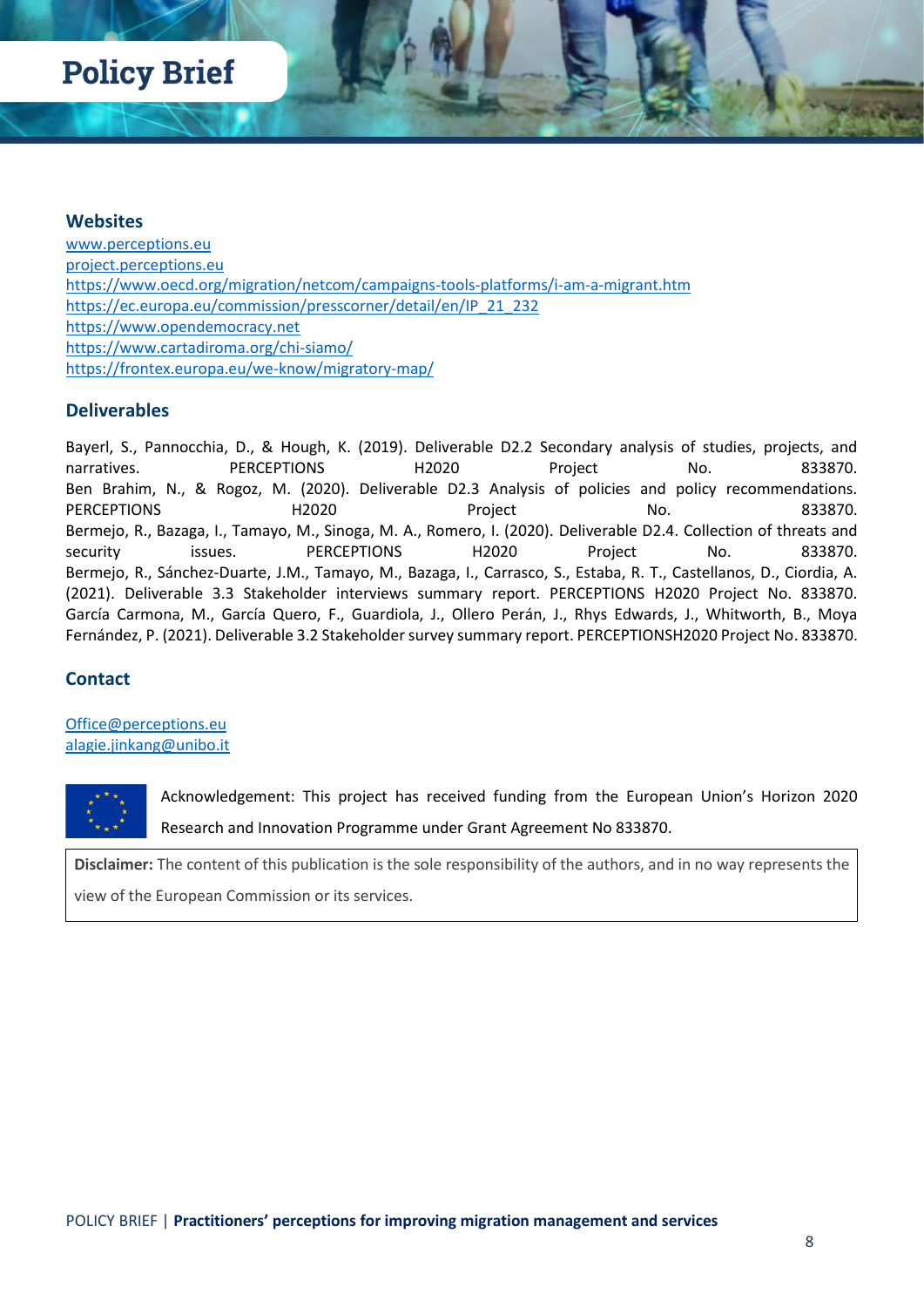## Websites

www.perceptions.eu
project.perceptions.eu
https://www.oecd.org/migration/netcom/campaigns-tools-platforms/i-am-a-migrant.htm
https://ec.europa.eu/commission/presscorner/detail/en/IP_21_232
https://www.opendemocracy.net
https://www.cartadiroma.org/chi-siamo/
https://frontex.europa.eu/we-know/migratory-map/

## Deliverables

Bayerl, S., Pannocchia, D., & Hough, K. (2019). Deliverable D2.2 Secondary analysis of studies, projects, and narratives. PERCEPTIONS H2020 Project No. 833870.
Ben Brahim, N., & Rogoz, M. (2020). Deliverable D2.3 Analysis of policies and policy recommendations. PERCEPTIONS H2020 Project No. 833870.
Bermejo, R., Bazaga, I., Tamayo, M., Sinoga, M. A., Romero, I. (2020). Deliverable D2.4. Collection of threats and security issues. PERCEPTIONS H2020 Project No. 833870.
Bermejo, R., Sánchez-Duarte, J.M., Tamayo, M., Bazaga, I., Carrasco, S., Estaba, R. T., Castellanos, D., Ciordia, A. (2021). Deliverable 3.3 Stakeholder interviews summary report. PERCEPTIONS H2020 Project No. 833870.
García Carmona, M., García Quero, F., Guardiola, J., Ollero Perán, J., Rhys Edwards, J., Whitworth, B., Moya Fernández, P. (2021). Deliverable 3.2 Stakeholder survey summary report. PERCEPTIONSH2020 Project No. 833870.

## Contact

Office@perceptions.eu
alagie.jinkang@unibo.it

Acknowledgement: This project has received funding from the European Union's Horizon 2020 Research and Innovation Programme under Grant Agreement No 833870.

**Disclaimer:** The content of this publication is the sole responsibility of the authors, and in no way represents the view of the European Commission or its services.